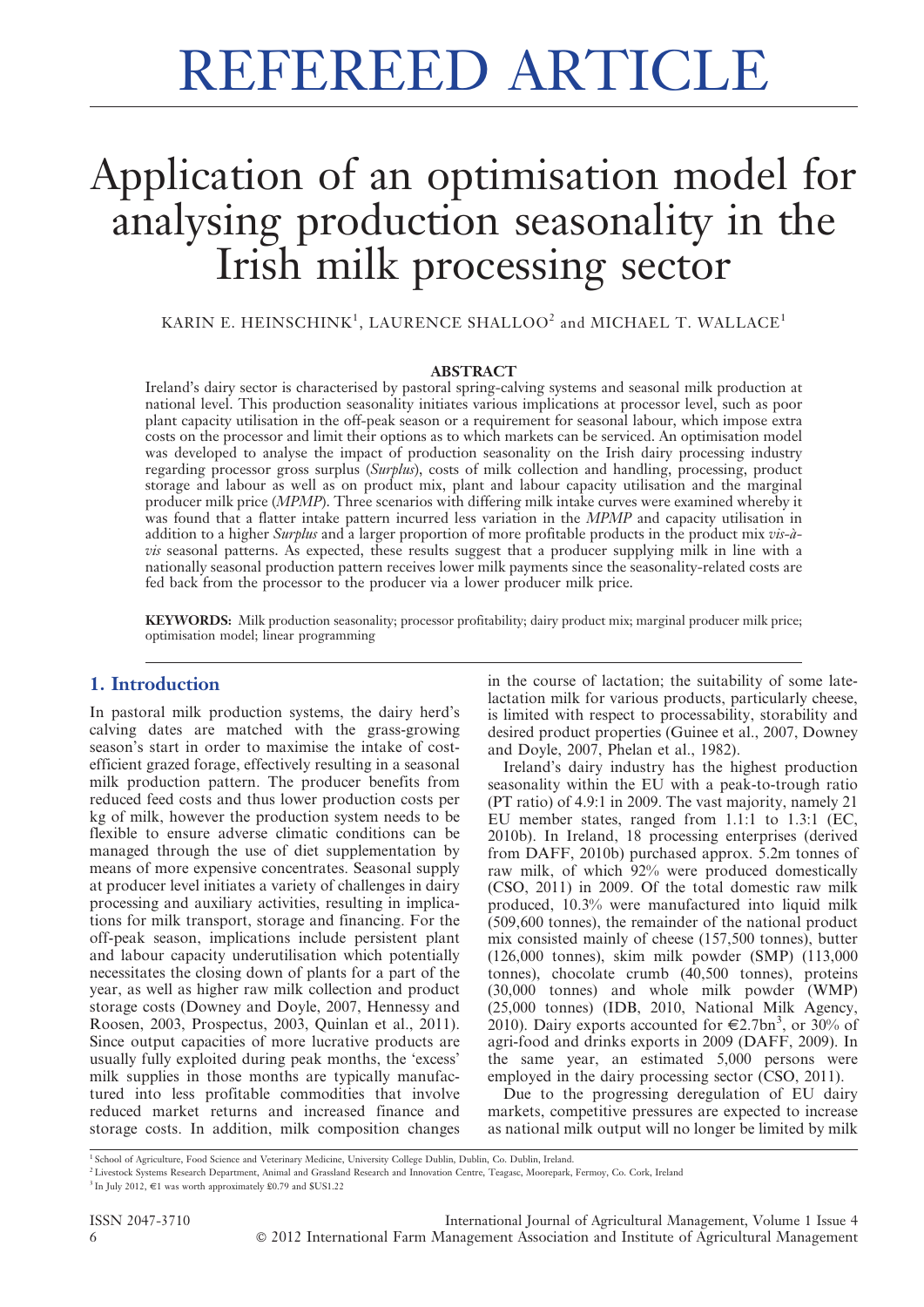# REFEREED ARTICLE

# Application of an optimisation model for analysing production seasonality in the Irish milk processing sector

KARIN E. HEINSCHINK[1], LAURENCE SHALLOO[2] and MICHAEL T. WALLACE[1]

### ABSTRACT

Ireland's dairy sector is characterised by pastoral spring-calving systems and seasonal milk production at national level. This production seasonality initiates various implications at processor level, such as poor plant capacity utilisation in the off-peak season or a requirement for seasonal labour, which impose extra costs on the processor and limit their options as to which markets can be serviced. An optimisation model was developed to analyse the impact of production seasonality on the Irish dairy processing industry regarding processor gross surplus (*Surplus*), costs of milk collection and handling, processing, product storage and labour as well as on product mix, plant and labour capacity utilisation and the marginal producer milk price (*MPMP*). Three scenarios with differing milk intake curves were examined whereby it was found that a flatter intake pattern incurred less variation in the *MPMP* and capacity utilisation in addition to a higher *Surplus* and a larger proportion of more profitable products in the product mix *vis-à-vis* seasonal patterns. As expected, these results suggest that a producer supplying milk in line with a nationally seasonal production pattern receives lower milk payments since the seasonality-related costs are fed back from the processor to the producer via a lower producer milk price.

**KEYWORDS:** Milk production seasonality; processor profitability; dairy product mix; marginal producer milk price; optimisation model; linear programming

## 1. Introduction

In pastoral milk production systems, the dairy herd's calving dates are matched with the grass-growing season's start in order to maximise the intake of cost-efficient grazed forage, effectively resulting in a seasonal milk production pattern. The producer benefits from reduced feed costs and thus lower production costs per kg of milk, however the production system needs to be flexible to ensure adverse climatic conditions can be managed through the use of diet supplementation by means of more expensive concentrates. Seasonal supply at producer level initiates a variety of challenges in dairy processing and auxiliary activities, resulting in implications for milk transport, storage and financing. For the off-peak season, implications include persistent plant and labour capacity underutilisation which potentially necessitates the closing down of plants for a part of the year, as well as higher raw milk collection and product storage costs (Downey and Doyle, 2007, Hennessy and Roosen, 2003, Prospectus, 2003, Quinlan et al., 2011). Since output capacities of more lucrative products are usually fully exploited during peak months, the 'excess' milk supplies in those months are typically manufactured into less profitable commodities that involve reduced market returns and increased finance and storage costs. In addition, milk composition changes in the course of lactation; the suitability of some late-lactation milk for various products, particularly cheese, is limited with respect to processability, storability and desired product properties (Guinee et al., 2007, Downey and Doyle, 2007, Phelan et al., 1982).

Ireland's dairy industry has the highest production seasonality within the EU with a peak-to-trough ratio (PT ratio) of 4.9:1 in 2009. The vast majority, namely 21 EU member states, ranged from 1.1:1 to 1.3:1 (EC, 2010b). In Ireland, 18 processing enterprises (derived from DAFF, 2010b) purchased approx. 5.2m tonnes of raw milk, of which 92% were produced domestically (CSO, 2011) in 2009. Of the total domestic raw milk produced, 10.3% were manufactured into liquid milk (509,600 tonnes), the remainder of the national product mix consisted mainly of cheese (157,500 tonnes), butter (126,000 tonnes), skim milk powder (SMP) (113,000 tonnes), chocolate crumb (40,500 tonnes), proteins (30,000 tonnes) and whole milk powder (WMP) (25,000 tonnes) (IDB, 2010, National Milk Agency, 2010). Dairy exports accounted for €2.7bn[3], or 30% of agri-food and drinks exports in 2009 (DAFF, 2009). In the same year, an estimated 5,000 persons were employed in the dairy processing sector (CSO, 2011).

Due to the progressing deregulation of EU dairy markets, competitive pressures are expected to increase as national milk output will no longer be limited by milk

[1] School of Agriculture, Food Science and Veterinary Medicine, University College Dublin, Dublin, Co. Dublin, Ireland.

[2] Livestock Systems Research Department, Animal and Grassland Research and Innovation Centre, Teagasc, Moorepark, Fermoy, Co. Cork, Ireland

[3] In July 2012, €1 was worth approximately £0.79 and $US1.22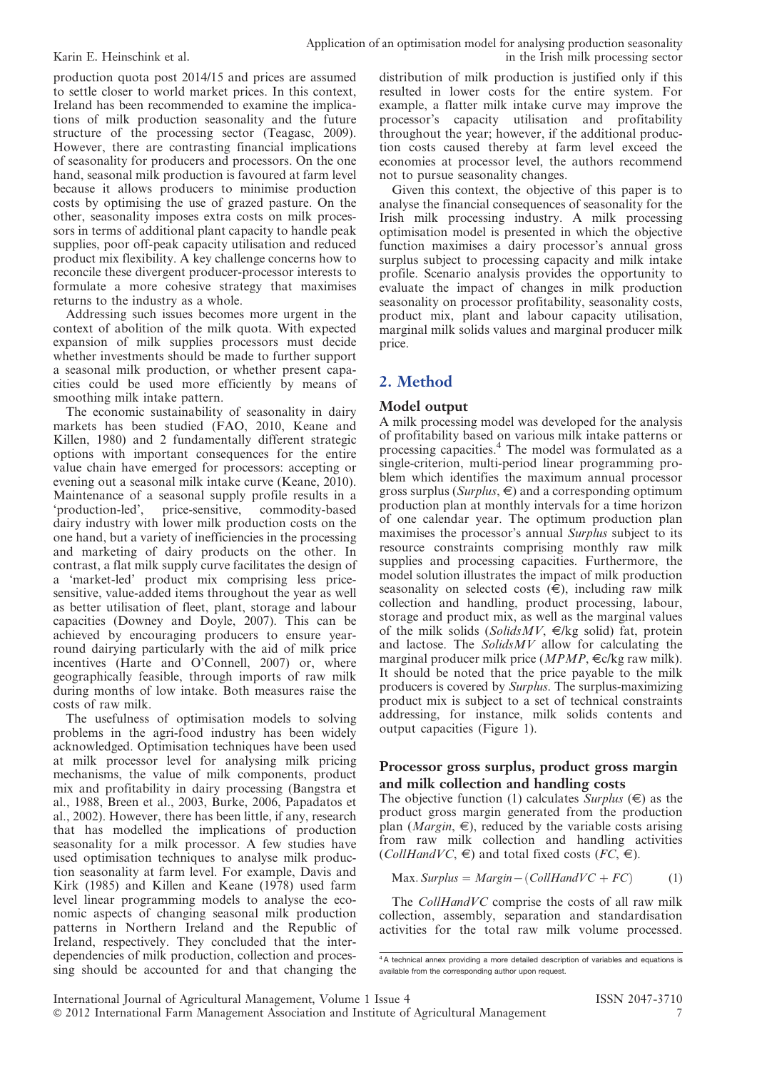production quota post 2014/15 and prices are assumed to settle closer to world market prices. In this context, Ireland has been recommended to examine the implications of milk production seasonality and the future structure of the processing sector (Teagasc, 2009). However, there are contrasting financial implications of seasonality for producers and processors. On the one hand, seasonal milk production is favoured at farm level because it allows producers to minimise production costs by optimising the use of grazed pasture. On the other, seasonality imposes extra costs on milk processors in terms of additional plant capacity to handle peak supplies, poor off-peak capacity utilisation and reduced product mix flexibility. A key challenge concerns how to reconcile these divergent producer-processor interests to formulate a more cohesive strategy that maximises returns to the industry as a whole.

Addressing such issues becomes more urgent in the context of abolition of the milk quota. With expected expansion of milk supplies processors must decide whether investments should be made to further support a seasonal milk production, or whether present capacities could be used more efficiently by means of smoothing milk intake pattern.

The economic sustainability of seasonality in dairy markets has been studied (FAO, 2010, Keane and Killen, 1980) and 2 fundamentally different strategic options with important consequences for the entire value chain have emerged for processors: accepting or evening out a seasonal milk intake curve (Keane, 2010). Maintenance of a seasonal supply profile results in a 'production-led', price-sensitive, commodity-based dairy industry with lower milk production costs on the one hand, but a variety of inefficiencies in the processing and marketing of dairy products on the other. In contrast, a flat milk supply curve facilitates the design of a 'market-led' product mix comprising less price-sensitive, value-added items throughout the year as well as better utilisation of fleet, plant, storage and labour capacities (Downey and Doyle, 2007). This can be achieved by encouraging producers to ensure year-round dairying particularly with the aid of milk price incentives (Harte and O'Connell, 2007) or, where geographically feasible, through imports of raw milk during months of low intake. Both measures raise the costs of raw milk.

The usefulness of optimisation models to solving problems in the agri-food industry has been widely acknowledged. Optimisation techniques have been used at milk processor level for analysing milk pricing mechanisms, the value of milk components, product mix and profitability in dairy processing (Bangstra et al., 1988, Breen et al., 2003, Burke, 2006, Papadatos et al., 2002). However, there has been little, if any, research that has modelled the implications of production seasonality for a milk processor. A few studies have used optimisation techniques to analyse milk production seasonality at farm level. For example, Davis and Kirk (1985) and Killen and Keane (1978) used farm level linear programming models to analyse the economic aspects of changing seasonal milk production patterns in Northern Ireland and the Republic of Ireland, respectively. They concluded that the interdependencies of milk production, collection and processing should be accounted for and that changing the distribution of milk production is justified only if this resulted in lower costs for the entire system. For example, a flatter milk intake curve may improve the processor's capacity utilisation and profitability throughout the year; however, if the additional production costs caused thereby at farm level exceed the economies at processor level, the authors recommend not to pursue seasonality changes.

Given this context, the objective of this paper is to analyse the financial consequences of seasonality for the Irish milk processing industry. A milk processing optimisation model is presented in which the objective function maximises a dairy processor's annual gross surplus subject to processing capacity and milk intake profile. Scenario analysis provides the opportunity to evaluate the impact of changes in milk production seasonality on processor profitability, seasonality costs, product mix, plant and labour capacity utilisation, marginal milk solids values and marginal producer milk price.

## 2. Method

### Model output

A milk processing model was developed for the analysis of profitability based on various milk intake patterns or processing capacities.[4] The model was formulated as a single-criterion, multi-period linear programming problem which identifies the maximum annual processor gross surplus (*Surplus*, €) and a corresponding optimum production plan at monthly intervals for a time horizon of one calendar year. The optimum production plan maximises the processor's annual *Surplus* subject to its resource constraints comprising monthly raw milk supplies and processing capacities. Furthermore, the model solution illustrates the impact of milk production seasonality on selected costs (€), including raw milk collection and handling, product processing, labour, storage and product mix, as well as the marginal values of the milk solids (*SolidsMV*, €/kg solid) fat, protein and lactose. The *SolidsMV* allow for calculating the marginal producer milk price (*MPMP*, €c/kg raw milk). It should be noted that the price payable to the milk producers is covered by *Surplus*. The surplus-maximizing product mix is subject to a set of technical constraints addressing, for instance, milk solids contents and output capacities (Figure 1).

### Processor gross surplus, product gross margin and milk collection and handling costs

The objective function (1) calculates *Surplus* (€) as the product gross margin generated from the production plan (*Margin*, €), reduced by the variable costs arising from raw milk collection and handling activities (*CollHandVC*, €) and total fixed costs (*FC*, €).

$$\text{Max.}\, Surplus = Margin - (CollHandVC + FC) \qquad (1)$$

The *CollHandVC* comprise the costs of all raw milk collection, assembly, separation and standardisation activities for the total raw milk volume processed.

[4] A technical annex providing a more detailed description of variables and equations is available from the corresponding author upon request.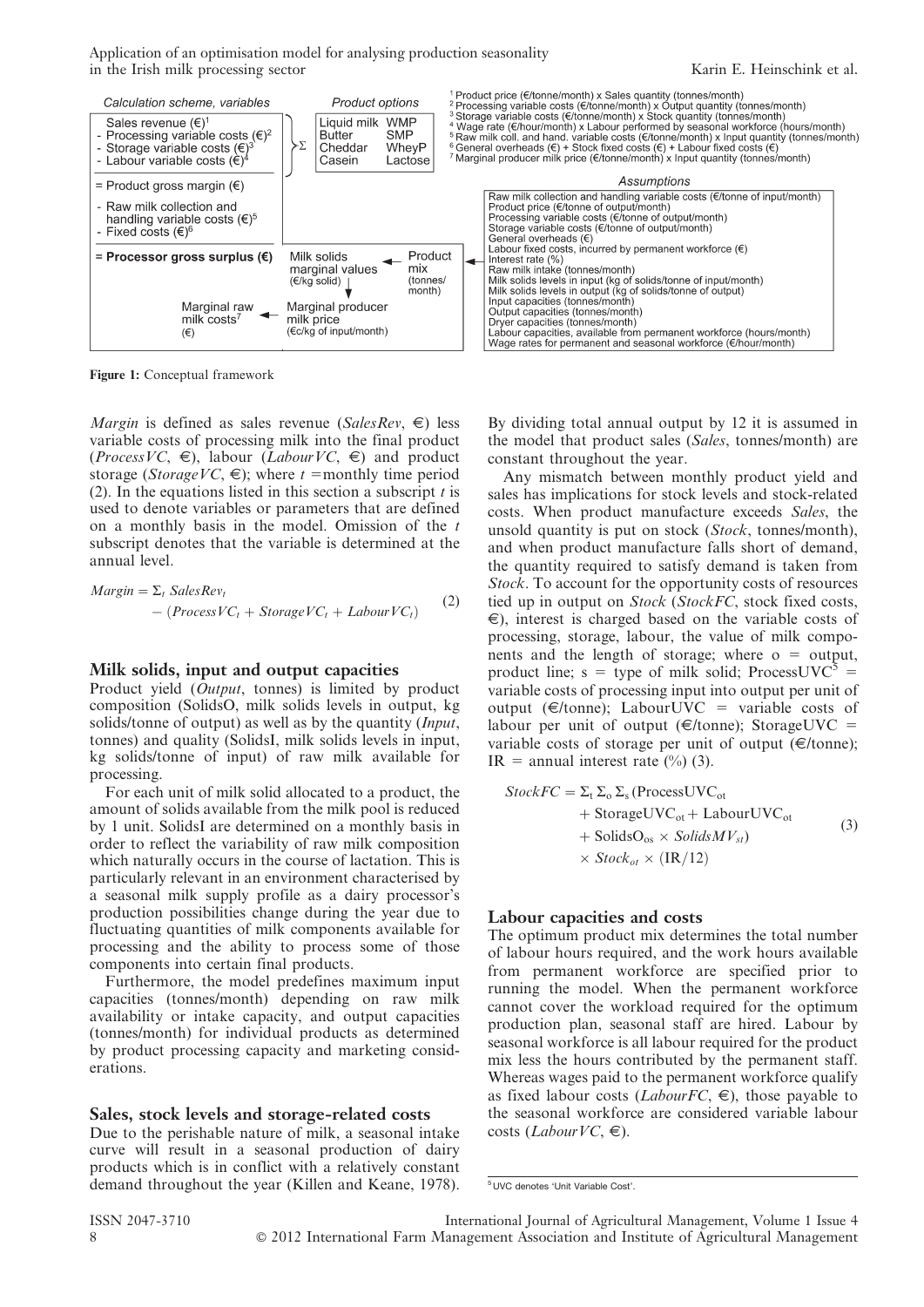Calculation scheme, variables

| Calculation scheme, variables | Product options |
|---|---|
| Sales revenue (€)[1] - Processing variable costs (€)[2] - Storage variable costs (€)[3] - Labour variable costs (€)[4] | Σ Liquid milk, WMP, Butter, SMP, Cheddar, WheyP, Casein, Lactose |
| = Product gross margin (€) | |
| - Raw milk collection and handling variable costs (€)[5] - Fixed costs (€)[6] | |
| = **Processor gross surplus (€)** | Milk solids marginal values (€/kg solid) ← Product mix (tonnes/month) |
| Marginal raw milk costs[7] (€) | ← Marginal producer milk price (€c/kg of input/month) |

[1] Product price (€/tonne/month) x Sales quantity (tonnes/month)
[2] Processing variable costs (€/tonne/month) x Output quantity (tonnes/month)
[3] Storage variable costs (€/tonne/month) x Stock quantity (tonnes/month)
[4] Wage rate (€/hour/month) x Labour performed by seasonal workforce (hours/month)
[5] Raw milk coll. and hand. variable costs (€/tonne/month) x Input quantity (tonnes/month)
[6] General overheads (€) + Stock fixed costs (€) + Labour fixed costs (€)
[7] Marginal producer milk price (€/tonne/month) x Input quantity (tonnes/month)

*Assumptions*

- Raw milk collection and handling variable costs (€/tonne of input/month)
- Product price (€/tonne of output/month)
- Processing variable costs (€/tonne of output/month)
- Storage variable costs (€/tonne of output/month)
- General overheads (€)
- Labour fixed costs, incurred by permanent workforce (€)
- Interest rate (%)
- Raw milk intake (tonnes/month)
- Milk solids levels in input (kg of solids/tonne of input/month)
- Milk solids levels in output (kg of solids/tonne of output)
- Input capacities (tonnes/month)
- Output capacities (tonnes/month)
- Dryer capacities (tonnes/month)
- Labour capacities, available from permanent workforce (hours/month)
- Wage rates for permanent and seasonal workforce (€/hour/month)

**Figure 1:** Conceptual framework

*Margin* is defined as sales revenue (*SalesRev*, €) less variable costs of processing milk into the final product (*ProcessVC*, €), labour (*LabourVC*, €) and product storage (*StorageVC*, €); where $t$ =monthly time period (2). In the equations listed in this section a subscript $t$ is used to denote variables or parameters that are defined on a monthly basis in the model. Omission of the $t$ subscript denotes that the variable is determined at the annual level.

$$Margin = \Sigma_t\ SalesRev_t - (ProcessVC_t + StorageVC_t + LabourVC_t) \qquad (2)$$

## Milk solids, input and output capacities

Product yield (*Output*, tonnes) is limited by product composition (SolidsO, milk solids levels in output, kg solids/tonne of output) as well as by the quantity (*Input*, tonnes) and quality (SolidsI, milk solids levels in input, kg solids/tonne of input) of raw milk available for processing.

For each unit of milk solid allocated to a product, the amount of solids available from the milk pool is reduced by 1 unit. SolidsI are determined on a monthly basis in order to reflect the variability of raw milk composition which naturally occurs in the course of lactation. This is particularly relevant in an environment characterised by a seasonal milk supply profile as a dairy processor's production possibilities change during the year due to fluctuating quantities of milk components available for processing and the ability to process some of those components into certain final products.

Furthermore, the model predefines maximum input capacities (tonnes/month) depending on raw milk availability or intake capacity, and output capacities (tonnes/month) for individual products as determined by product processing capacity and marketing considerations.

## Sales, stock levels and storage-related costs

Due to the perishable nature of milk, a seasonal intake curve will result in a seasonal production of dairy products which is in conflict with a relatively constant demand throughout the year (Killen and Keane, 1978). By dividing total annual output by 12 it is assumed in the model that product sales (*Sales*, tonnes/month) are constant throughout the year.

Any mismatch between monthly product yield and sales has implications for stock levels and stock-related costs. When product manufacture exceeds *Sales*, the unsold quantity is put on stock (*Stock*, tonnes/month), and when product manufacture falls short of demand, the quantity required to satisfy demand is taken from *Stock*. To account for the opportunity costs of resources tied up in output on *Stock* (*StockFC*, stock fixed costs, €), interest is charged based on the variable costs of processing, storage, labour, the value of milk components and the length of storage; where o = output, product line; s = type of milk solid; ProcessUVC[5] = variable costs of processing input into output per unit of output (€/tonne); LabourUVC = variable costs of labour per unit of output (€/tonne); StorageUVC = variable costs of storage per unit of output (€/tonne); IR = annual interest rate (%) (3).

$$StockFC = \Sigma_t \Sigma_o \Sigma_s (\text{ProcessUVC}_{ot} + \text{StorageUVC}_{ot} + \text{LabourUVC}_{ot} + \text{SolidsO}_{os} \times SolidsMV_{st}) \times Stock_{ot} \times (\text{IR}/12) \qquad (3)$$

## Labour capacities and costs

The optimum product mix determines the total number of labour hours required, and the work hours available from permanent workforce are specified prior to running the model. When the permanent workforce cannot cover the workload required for the optimum production plan, seasonal staff are hired. Labour by seasonal workforce is all labour required for the product mix less the hours contributed by the permanent staff. Whereas wages paid to the permanent workforce qualify as fixed labour costs (*LabourFC*, €), those payable to the seasonal workforce are considered variable labour costs (*LabourVC*, €).

[5] UVC denotes 'Unit Variable Cost'.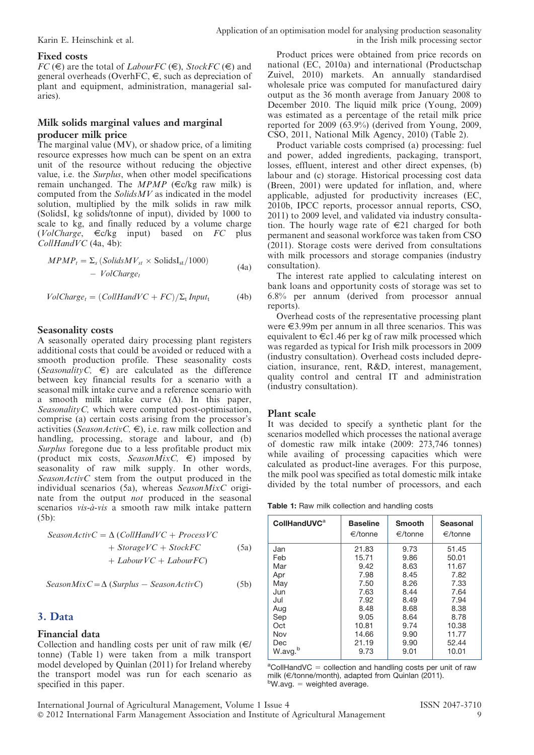### Fixed costs

*FC* (€) are the total of *LabourFC* (€), *StockFC* (€) and general overheads (OverhFC, €, such as depreciation of plant and equipment, administration, managerial salaries).

### Milk solids marginal values and marginal producer milk price

The marginal value (MV), or shadow price, of a limiting resource expresses how much can be spent on an extra unit of the resource without reducing the objective value, i.e. the *Surplus*, when other model specifications remain unchanged. The *MPMP* (€c/kg raw milk) is computed from the *SolidsMV* as indicated in the model solution, multiplied by the milk solids in raw milk (SolidsI, kg solids/tonne of input), divided by 1000 to scale to kg, and finally reduced by a volume charge (*VolCharge*, €c/kg input) based on *FC* plus *CollHandVC* (4a, 4b):

$$MPMP_t = \Sigma_s \left(SolidsMV_{st} \times \text{SolidsI}_{st}/1000\right) - VolCharge_t \tag{4a}$$

$$VolCharge_t = (CollHandVC + FC)/\Sigma_t\, Input_t \tag{4b}$$

### Seasonality costs

A seasonally operated dairy processing plant registers additional costs that could be avoided or reduced with a smooth production profile. These seasonality costs (*SeasonalityC*, €) are calculated as the difference between key financial results for a scenario with a seasonal milk intake curve and a reference scenario with a smooth milk intake curve (Δ). In this paper, *SeasonalityC*, which were computed post-optimisation, comprise (a) certain costs arising from the processor's activities (*SeasonActivC*, €), i.e. raw milk collection and handling, processing, storage and labour, and (b) *Surplus* foregone due to a less profitable product mix (product mix costs, *SeasonMixC*, €) imposed by seasonality of raw milk supply. In other words, *SeasonActivC* stem from the output produced in the individual scenarios (5a), whereas *SeasonMixC* originate from the output *not* produced in the seasonal scenarios *vis-à-vis* a smooth raw milk intake pattern (5b):

$$SeasonActivC = \Delta\,(CollHandVC + ProcessVC + StorageVC + StockFC + LabourVC + LabourFC) \tag{5a}$$

$$SeasonMixC = \Delta\,(Surplus - SeasonActivC) \tag{5b}$$

## 3. Data

### Financial data

Collection and handling costs per unit of raw milk (€/tonne) (Table 1) were taken from a milk transport model developed by Quinlan (2011) for Ireland whereby the transport model was run for each scenario as specified in this paper.

Product prices were obtained from price records on national (EC, 2010a) and international (Productschap Zuivel, 2010) markets. An annually standardised wholesale price was computed for manufactured dairy output as the 36 month average from January 2008 to December 2010. The liquid milk price (Young, 2009) was estimated as a percentage of the retail milk price reported for 2009 (63.9%) (derived from Young, 2009, CSO, 2011, National Milk Agency, 2010) (Table 2).

Product variable costs comprised (a) processing: fuel and power, added ingredients, packaging, transport, losses, effluent, interest and other direct expenses, (b) labour and (c) storage. Historical processing cost data (Breen, 2001) were updated for inflation, and, where applicable, adjusted for productivity increases (EC, 2010b, IPCC reports, processor annual reports, CSO, 2011) to 2009 level, and validated via industry consultation. The hourly wage rate of €21 charged for both permanent and seasonal workforce was taken from CSO (2011). Storage costs were derived from consultations with milk processors and storage companies (industry consultation).

The interest rate applied to calculating interest on bank loans and opportunity costs of storage was set to 6.8% per annum (derived from processor annual reports).

Overhead costs of the representative processing plant were €3.99m per annum in all three scenarios. This was equivalent to €c1.46 per kg of raw milk processed which was regarded as typical for Irish milk processors in 2009 (industry consultation). Overhead costs included depreciation, insurance, rent, R&D, interest, management, quality control and central IT and administration (industry consultation).

### Plant scale

It was decided to specify a synthetic plant for the scenarios modelled which processes the national average of domestic raw milk intake (2009: 273,746 tonnes) while availing of processing capacities which were calculated as product-line averages. For this purpose, the milk pool was specified as total domestic milk intake divided by the total number of processors, and each

**Table 1:** Raw milk collection and handling costs

| CollHandUVC[a] | Baseline €/tonne | Smooth €/tonne | Seasonal €/tonne |
|---|---|---|---|
| Jan | 21.83 | 9.73 | 51.45 |
| Feb | 15.71 | 9.86 | 50.01 |
| Mar | 9.42 | 8.63 | 11.67 |
| Apr | 7.98 | 8.45 | 7.82 |
| May | 7.50 | 8.26 | 7.33 |
| Jun | 7.63 | 8.44 | 7.64 |
| Jul | 7.92 | 8.49 | 7.94 |
| Aug | 8.48 | 8.68 | 8.38 |
| Sep | 9.05 | 8.64 | 8.78 |
| Oct | 10.81 | 9.74 | 10.38 |
| Nov | 14.66 | 9.90 | 11.77 |
| Dec | 21.19 | 9.90 | 52.44 |
| W.avg.[b] | 9.73 | 9.01 | 10.01 |

[a]CollHandVC = collection and handling costs per unit of raw milk (€/tonne/month), adapted from Quinlan (2011).
[b]W.avg. = weighted average.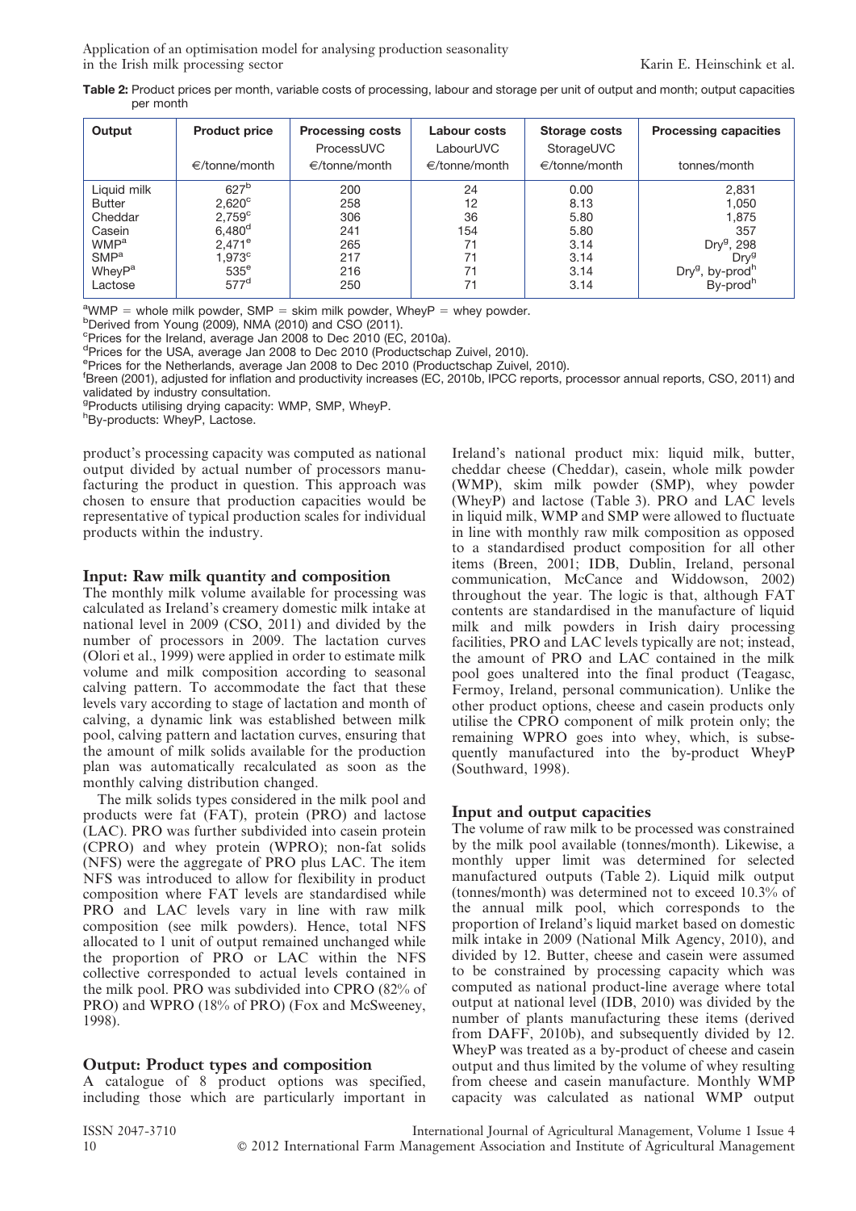**Table 2:** Product prices per month, variable costs of processing, labour and storage per unit of output and month; output capacities per month

| Output | Product price | Processing costs | Labour costs | Storage costs | Processing capacities |
|---|---|---|---|---|---|
| | | ProcessUVC | LabourUVC | StorageUVC | |
| | €/tonne/month | €/tonne/month | €/tonne/month | €/tonne/month | tonnes/month |
| Liquid milk | 627[b] | 200 | 24 | 0.00 | 2,831 |
| Butter | 2,620[c] | 258 | 12 | 8.13 | 1,050 |
| Cheddar | 2,759[c] | 306 | 36 | 5.80 | 1,875 |
| Casein | 6,480[d] | 241 | 154 | 5.80 | 357 |
| WMP[a] | 2,471[e] | 265 | 71 | 3.14 | Dry[g], 298 |
| SMP[a] | 1,973[c] | 217 | 71 | 3.14 | Dry[g] |
| WheyP[a] | 535[e] | 216 | 71 | 3.14 | Dry[g], by-prod[h] |
| Lactose | 577[d] | 250 | 71 | 3.14 | By-prod[h] |

[a]WMP = whole milk powder, SMP = skim milk powder, WheyP = whey powder.
[b]Derived from Young (2009), NMA (2010) and CSO (2011).
[c]Prices for the Ireland, average Jan 2008 to Dec 2010 (EC, 2010a).
[d]Prices for the USA, average Jan 2008 to Dec 2010 (Productschap Zuivel, 2010).
[e]Prices for the Netherlands, average Jan 2008 to Dec 2010 (Productschap Zuivel, 2010).
[f]Breen (2001), adjusted for inflation and productivity increases (EC, 2010b, IPCC reports, processor annual reports, CSO, 2011) and validated by industry consultation.
[g]Products utilising drying capacity: WMP, SMP, WheyP.
[h]By-products: WheyP, Lactose.

product's processing capacity was computed as national output divided by actual number of processors manufacturing the product in question. This approach was chosen to ensure that production capacities would be representative of typical production scales for individual products within the industry.

## Input: Raw milk quantity and composition

The monthly milk volume available for processing was calculated as Ireland's creamery domestic milk intake at national level in 2009 (CSO, 2011) and divided by the number of processors in 2009. The lactation curves (Olori et al., 1999) were applied in order to estimate milk volume and milk composition according to seasonal calving pattern. To accommodate the fact that these levels vary according to stage of lactation and month of calving, a dynamic link was established between milk pool, calving pattern and lactation curves, ensuring that the amount of milk solids available for the production plan was automatically recalculated as soon as the monthly calving distribution changed.

The milk solids types considered in the milk pool and products were fat (FAT), protein (PRO) and lactose (LAC). PRO was further subdivided into casein protein (CPRO) and whey protein (WPRO); non-fat solids (NFS) were the aggregate of PRO plus LAC. The item NFS was introduced to allow for flexibility in product composition where FAT levels are standardised while PRO and LAC levels vary in line with raw milk composition (see milk powders). Hence, total NFS allocated to 1 unit of output remained unchanged while the proportion of PRO or LAC within the NFS collective corresponded to actual levels contained in the milk pool. PRO was subdivided into CPRO (82% of PRO) and WPRO (18% of PRO) (Fox and McSweeney, 1998).

## Output: Product types and composition

A catalogue of 8 product options was specified, including those which are particularly important in Ireland's national product mix: liquid milk, butter, cheddar cheese (Cheddar), casein, whole milk powder (WMP), skim milk powder (SMP), whey powder (WheyP) and lactose (Table 3). PRO and LAC levels in liquid milk, WMP and SMP were allowed to fluctuate in line with monthly raw milk composition as opposed to a standardised product composition for all other items (Breen, 2001; IDB, Dublin, Ireland, personal communication, McCance and Widdowson, 2002) throughout the year. The logic is that, although FAT contents are standardised in the manufacture of liquid milk and milk powders in Irish dairy processing facilities, PRO and LAC levels typically are not; instead, the amount of PRO and LAC contained in the milk pool goes unaltered into the final product (Teagasc, Fermoy, Ireland, personal communication). Unlike the other product options, cheese and casein products only utilise the CPRO component of milk protein only; the remaining WPRO goes into whey, which, is subsequently manufactured into the by-product WheyP (Southward, 1998).

## Input and output capacities

The volume of raw milk to be processed was constrained by the milk pool available (tonnes/month). Likewise, a monthly upper limit was determined for selected manufactured outputs (Table 2). Liquid milk output (tonnes/month) was determined not to exceed 10.3% of the annual milk pool, which corresponds to the proportion of Ireland's liquid market based on domestic milk intake in 2009 (National Milk Agency, 2010), and divided by 12. Butter, cheese and casein were assumed to be constrained by processing capacity which was computed as national product-line average where total output at national level (IDB, 2010) was divided by the number of plants manufacturing these items (derived from DAFF, 2010b), and subsequently divided by 12. WheyP was treated as a by-product of cheese and casein output and thus limited by the volume of whey resulting from cheese and casein manufacture. Monthly WMP capacity was calculated as national WMP output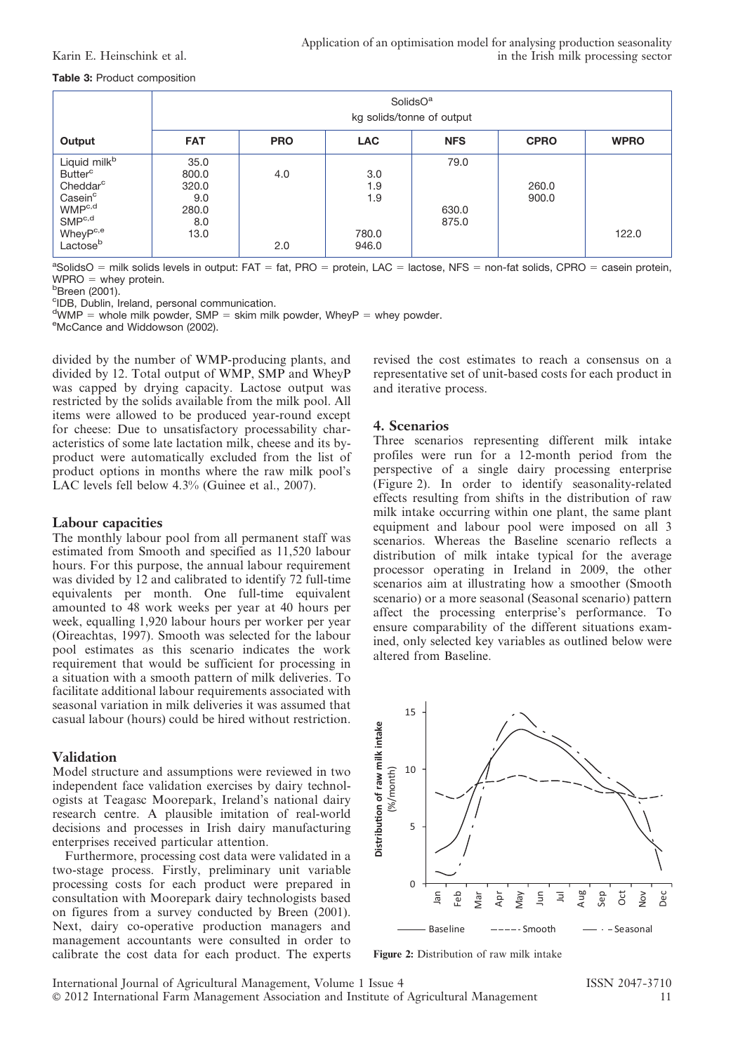**Table 3:** Product composition

| Output | SolidsO[a] kg solids/tonne of output | | | | | |
|---|---|---|---|---|---|---|
| | **FAT** | **PRO** | **LAC** | **NFS** | **CPRO** | **WPRO** |
| Liquid milk[b] | 35.0 | | | 79.0 | | |
| Butter[c] | 800.0 | 4.0 | 3.0 | | | |
| Cheddar[c] | 320.0 | | 1.9 | | 260.0 | |
| Casein[c] | 9.0 | | 1.9 | | 900.0 | |
| WMP[c,d] | 280.0 | | | 630.0 | | |
| SMP[c,d] | 8.0 | | | 875.0 | | |
| WheyP[c,e] | 13.0 | | 780.0 | | | 122.0 |
| Lactose[b] | | 2.0 | 946.0 | | | |

[a]SolidsO = milk solids levels in output: FAT = fat, PRO = protein, LAC = lactose, NFS = non-fat solids, CPRO = casein protein, WPRO = whey protein.
[b]Breen (2001).
[c]IDB, Dublin, Ireland, personal communication.
[d]WMP = whole milk powder, SMP = skim milk powder, WheyP = whey powder.
[e]McCance and Widdowson (2002).

divided by the number of WMP-producing plants, and divided by 12. Total output of WMP, SMP and WheyP was capped by drying capacity. Lactose output was restricted by the solids available from the milk pool. All items were allowed to be produced year-round except for cheese: Due to unsatisfactory processability characteristics of some late lactation milk, cheese and its by-product were automatically excluded from the list of product options in months where the raw milk pool's LAC levels fell below 4.3% (Guinee et al., 2007).

### Labour capacities

The monthly labour pool from all permanent staff was estimated from Smooth and specified as 11,520 labour hours. For this purpose, the annual labour requirement was divided by 12 and calibrated to identify 72 full-time equivalents per month. One full-time equivalent amounted to 48 work weeks per year at 40 hours per week, equalling 1,920 labour hours per worker per year (Oireachtas, 1997). Smooth was selected for the labour pool estimates as this scenario indicates the work requirement that would be sufficient for processing in a situation with a smooth pattern of milk deliveries. To facilitate additional labour requirements associated with seasonal variation in milk deliveries it was assumed that casual labour (hours) could be hired without restriction.

### Validation

Model structure and assumptions were reviewed in two independent face validation exercises by dairy technologists at Teagasc Moorepark, Ireland's national dairy research centre. A plausible imitation of real-world decisions and processes in Irish dairy manufacturing enterprises received particular attention.

Furthermore, processing cost data were validated in a two-stage process. Firstly, preliminary unit variable processing costs for each product were prepared in consultation with Moorepark dairy technologists based on figures from a survey conducted by Breen (2001). Next, dairy co-operative production managers and management accountants were consulted in order to calibrate the cost data for each product. The experts revised the cost estimates to reach a consensus on a representative set of unit-based costs for each product in and iterative process.

## 4. Scenarios

Three scenarios representing different milk intake profiles were run for a 12-month period from the perspective of a single dairy processing enterprise (Figure 2). In order to identify seasonality-related effects resulting from shifts in the distribution of raw milk intake occurring within one plant, the same plant equipment and labour pool were imposed on all 3 scenarios. Whereas the Baseline scenario reflects a distribution of milk intake typical for the average processor operating in Ireland in 2009, the other scenarios aim at illustrating how a smoother (Smooth scenario) or a more seasonal (Seasonal scenario) pattern affect the processing enterprise's performance. To ensure comparability of the different situations examined, only selected key variables as outlined below were altered from Baseline.

**Figure 2:** Distribution of raw milk intake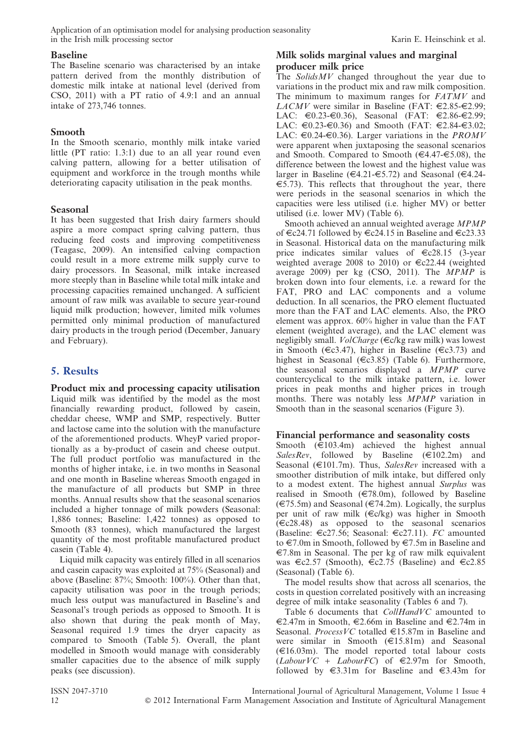### Baseline

The Baseline scenario was characterised by an intake pattern derived from the monthly distribution of domestic milk intake at national level (derived from CSO, 2011) with a PT ratio of 4.9:1 and an annual intake of 273,746 tonnes.

### Smooth

In the Smooth scenario, monthly milk intake varied little (PT ratio: 1.3:1) due to an all year round even calving pattern, allowing for a better utilisation of equipment and workforce in the trough months while deteriorating capacity utilisation in the peak months.

### Seasonal

It has been suggested that Irish dairy farmers should aspire a more compact spring calving pattern, thus reducing feed costs and improving competitiveness (Teagasc, 2009). An intensified calving compaction could result in a more extreme milk supply curve to dairy processors. In Seasonal, milk intake increased more steeply than in Baseline while total milk intake and processing capacities remained unchanged. A sufficient amount of raw milk was available to secure year-round liquid milk production; however, limited milk volumes permitted only minimal production of manufactured dairy products in the trough period (December, January and February).

## 5. Results

### Product mix and processing capacity utilisation

Liquid milk was identified by the model as the most financially rewarding product, followed by casein, cheddar cheese, WMP and SMP, respectively. Butter and lactose came into the solution with the manufacture of the aforementioned products. WheyP varied proportionally as a by-product of casein and cheese output. The full product portfolio was manufactured in the months of higher intake, i.e. in two months in Seasonal and one month in Baseline whereas Smooth engaged in the manufacture of all products but SMP in three months. Annual results show that the seasonal scenarios included a higher tonnage of milk powders (Seasonal: 1,886 tonnes; Baseline: 1,422 tonnes) as opposed to Smooth (83 tonnes), which manufactured the largest quantity of the most profitable manufactured product casein (Table 4).

Liquid milk capacity was entirely filled in all scenarios and casein capacity was exploited at 75% (Seasonal) and above (Baseline: 87%; Smooth: 100%). Other than that, capacity utilisation was poor in the trough periods; much less output was manufactured in Baseline's and Seasonal's trough periods as opposed to Smooth. It is also shown that during the peak month of May, Seasonal required 1.9 times the dryer capacity as compared to Smooth (Table 5). Overall, the plant modelled in Smooth would manage with considerably smaller capacities due to the absence of milk supply peaks (see discussion).

### Milk solids marginal values and marginal producer milk price

The *SolidsMV* changed throughout the year due to variations in the product mix and raw milk composition. The minimum to maximum ranges for *FATMV* and *LACMV* were similar in Baseline (FAT: €2.85-€2.99; LAC: €0.23-€0.36), Seasonal (FAT: €2.86-€2.99; LAC: €0.23-€0.36) and Smooth (FAT: €2.84-€3.02; LAC: €0.24-€0.36). Larger variations in the *PROMV* were apparent when juxtaposing the seasonal scenarios and Smooth. Compared to Smooth (€4.47-€5.08), the difference between the lowest and the highest value was larger in Baseline (€4.21-€5.72) and Seasonal (€4.24-€5.73). This reflects that throughout the year, there were periods in the seasonal scenarios in which the capacities were less utilised (i.e. higher MV) or better utilised (i.e. lower MV) (Table 6).

Smooth achieved an annual weighted average *MPMP* of €c24.71 followed by €c24.15 in Baseline and €c23.33 in Seasonal. Historical data on the manufacturing milk price indicates similar values of €c28.15 (3-year weighted average 2008 to 2010) or €c22.44 (weighted average 2009) per kg (CSO, 2011). The *MPMP* is broken down into four elements, i.e. a reward for the FAT, PRO and LAC components and a volume deduction. In all scenarios, the PRO element fluctuated more than the FAT and LAC elements. Also, the PRO element was approx. 60% higher in value than the FAT element (weighted average), and the LAC element was negligibly small. *VolCharge* (€c/kg raw milk) was lowest in Smooth (€c3.47), higher in Baseline (€c3.73) and highest in Seasonal (€c3.85) (Table 6). Furthermore, the seasonal scenarios displayed a *MPMP* curve countercyclical to the milk intake pattern, i.e. lower prices in peak months and higher prices in trough months. There was notably less *MPMP* variation in Smooth than in the seasonal scenarios (Figure 3).

### Financial performance and seasonality costs

Smooth (€103.4m) achieved the highest annual *SalesRev*, followed by Baseline (€102.2m) and Seasonal (€101.7m). Thus, *SalesRev* increased with a smoother distribution of milk intake, but differed only to a modest extent. The highest annual *Surplus* was realised in Smooth (€78.0m), followed by Baseline (€75.5m) and Seasonal (€74.2m). Logically, the surplus per unit of raw milk (€c/kg) was higher in Smooth (€c28.48) as opposed to the seasonal scenarios (Baseline: €c27.56; Seasonal: €c27.11). *FC* amounted to €7.0m in Smooth, followed by €7.5m in Baseline and €7.8m in Seasonal. The per kg of raw milk equivalent was €c2.57 (Smooth), €c2.75 (Baseline) and €c2.85 (Seasonal) (Table 6).

The model results show that across all scenarios, the costs in question correlated positively with an increasing degree of milk intake seasonality (Tables 6 and 7).

Table 6 documents that *CollHandVC* amounted to €2.47m in Smooth, €2.66m in Baseline and €2.74m in Seasonal. *ProcessVC* totalled €15.87m in Baseline and were similar in Smooth (€15.81m) and Seasonal (€16.03m). The model reported total labour costs (*LabourVC* + *LabourFC*) of €2.97m for Smooth, followed by €3.31m for Baseline and €3.43m for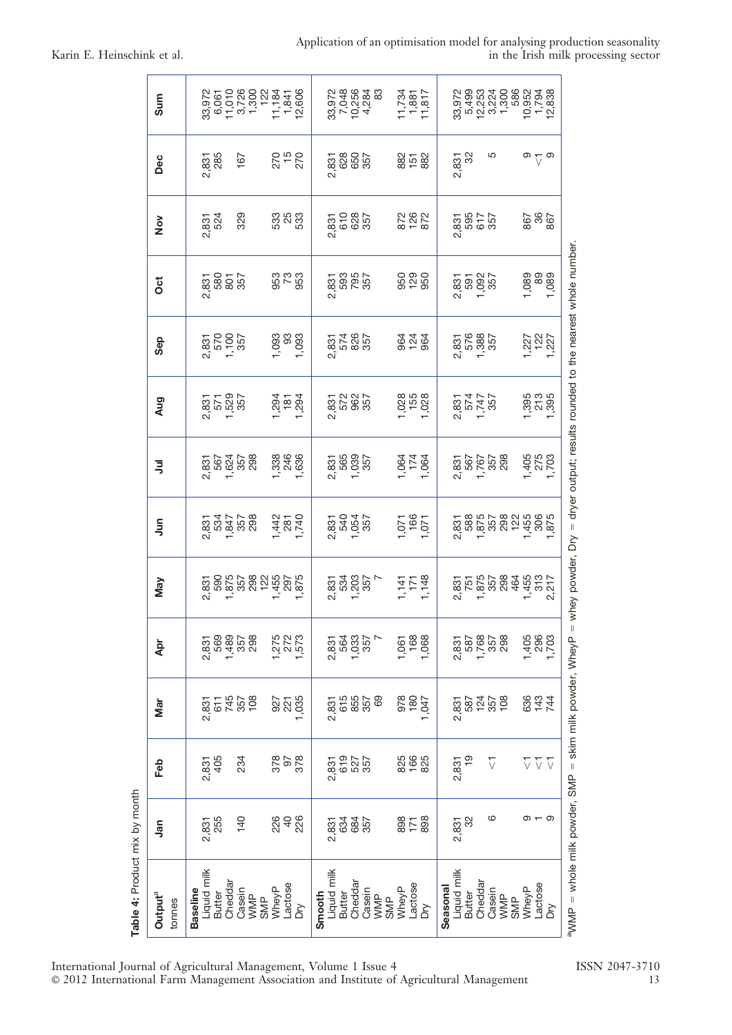**Table 4:** Product mix by month

| Output[a] tonnes | Jan | Feb | Mar | Apr | May | Jun | Jul | Aug | Sep | Oct | Nov | Dec | Sum |
|---|---|---|---|---|---|---|---|---|---|---|---|---|---|
| **Baseline** | | | | | | | | | | | | | |
| Liquid milk | 2,831 | 2,831 | 2,831 | 2,831 | 2,831 | 2,831 | 2,831 | 2,831 | 2,831 | 2,831 | 2,831 | 2,831 | 33,972 |
| Butter | 255 | 405 | 611 | 569 | 590 | 534 | 567 | 571 | 570 | 580 | 524 | 285 | 6,061 |
| Cheddar | | | 745 | 1,489 | 1,875 | 1,847 | 1,624 | 1,529 | 1,100 | 801 | | | 11,010 |
| Casein | 140 | 234 | 357 | 357 | 357 | 357 | 357 | 357 | 357 | 357 | 329 | 167 | 3,726 |
| WMP | | | 108 | 298 | 298 | 298 | 298 | | | | | | 1,300 |
| SMP | | | | | 122 | | | | | | | | 122 |
| WheyP | 226 | 378 | 927 | 1,275 | 1,455 | 1,442 | 1,338 | 1,294 | 1,093 | 953 | 533 | 270 | 11,184 |
| Lactose | 40 | 97 | 221 | 272 | 297 | 281 | 246 | 181 | 93 | 73 | 25 | 15 | 1,841 |
| Dry | 226 | 378 | 1,035 | 1,573 | 1,875 | 1,740 | 1,636 | 1,294 | 1,093 | 953 | 533 | 270 | 12,606 |
| **Smooth** | | | | | | | | | | | | | |
| Liquid milk | 2,831 | 2,831 | 2,831 | 2,831 | 2,831 | 2,831 | 2,831 | 2,831 | 2,831 | 2,831 | 2,831 | 2,831 | 33,972 |
| Butter | 634 | 619 | 615 | 564 | 534 | 540 | 565 | 572 | 574 | 593 | 610 | 628 | 7,048 |
| Cheddar | 684 | 527 | 855 | 1,033 | 1,203 | 1,054 | 1,039 | 962 | 826 | 795 | 628 | 650 | 10,256 |
| Casein | 357 | 357 | 357 | 357 | 357 | 357 | 357 | 357 | 357 | 357 | 357 | 357 | 4,284 |
| WMP | | | 69 | 7 | 7 | | | | | | | | 83 |
| SMP | | | | | | | | | | | | | |
| WheyP | 898 | 825 | 978 | 1,061 | 1,141 | 1,071 | 1,064 | 1,028 | 964 | 950 | 872 | 882 | 11,734 |
| Lactose | 171 | 166 | 180 | 168 | 171 | 166 | 174 | 155 | 124 | 129 | 126 | 151 | 1,881 |
| Dry | 898 | 825 | 1,047 | 1,068 | 1,148 | 1,071 | 1,064 | 1,028 | 964 | 950 | 872 | 882 | 11,817 |
| **Seasonal** | | | | | | | | | | | | | |
| Liquid milk | 2,831 | 2,831 | 2,831 | 2,831 | 2,831 | 2,831 | 2,831 | 2,831 | 2,831 | 2,831 | 2,831 | 2,831 | 33,972 |
| Butter | 32 | 19 | 587 | 587 | 751 | 588 | 567 | 574 | 576 | 591 | 595 | 32 | 5,499 |
| Cheddar | | | 124 | 1,768 | 1,875 | 1,875 | 1,767 | 1,747 | 1,388 | 1,092 | 617 | | 12,253 |
| Casein | 6 | <1 | 357 | 357 | 357 | 357 | 357 | 357 | 357 | 357 | 357 | 5 | 3,224 |
| WMP | | | 108 | 298 | 298 | 298 | 298 | | | | | | 1,300 |
| SMP | | | | | 464 | 122 | | | | | | | 586 |
| WheyP | 9 | <1 | 636 | 1,405 | 1,455 | 1,455 | 1,405 | 1,395 | 1,227 | 1,089 | 867 | 9 | 10,952 |
| Lactose | 1 | <1 | 143 | 296 | 313 | 306 | 275 | 213 | 122 | 89 | 36 | <1 | 1,794 |
| Dry | 9 | <1 | 744 | 1,703 | 2,217 | 1,875 | 1,703 | 1,395 | 1,227 | 1,089 | 867 | 9 | 12,838 |

[a]WMP = whole milk powder, SMP = skim milk powder, WheyP = whey powder, Dry = dryer output; results rounded to the nearest whole number.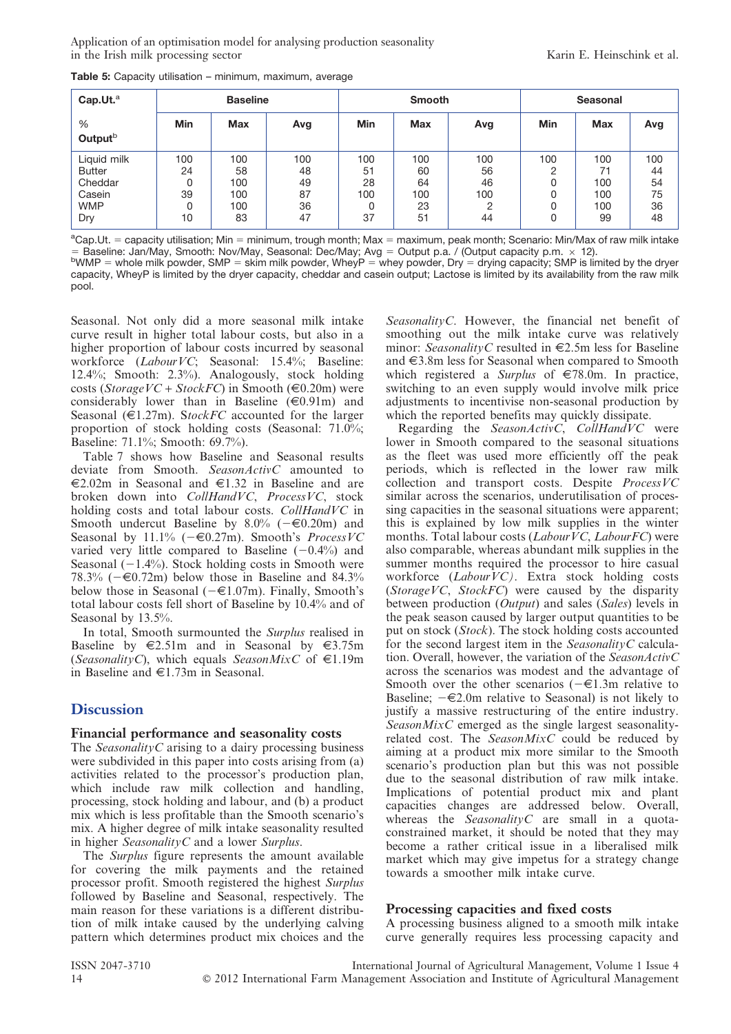**Table 5:** Capacity utilisation – minimum, maximum, average

| Cap.Ut.[a] | Baseline | | | Smooth | | | Seasonal | | |
|---|---|---|---|---|---|---|---|---|---|
| % Output[b] | Min | Max | Avg | Min | Max | Avg | Min | Max | Avg |
| Liquid milk | 100 | 100 | 100 | 100 | 100 | 100 | 100 | 100 | 100 |
| Butter | 24 | 58 | 48 | 51 | 60 | 56 | 2 | 71 | 44 |
| Cheddar | 0 | 100 | 49 | 28 | 64 | 46 | 0 | 100 | 54 |
| Casein | 39 | 100 | 87 | 100 | 100 | 100 | 0 | 100 | 75 |
| WMP | 0 | 100 | 36 | 0 | 23 | 2 | 0 | 100 | 36 |
| Dry | 10 | 83 | 47 | 37 | 51 | 44 | 0 | 99 | 48 |

[a]Cap.Ut. = capacity utilisation; Min = minimum, trough month; Max = maximum, peak month; Scenario: Min/Max of raw milk intake = Baseline: Jan/May, Smooth: Nov/May, Seasonal: Dec/May; Avg = Output p.a. / (Output capacity p.m. × 12).
[b]WMP = whole milk powder, SMP = skim milk powder, WheyP = whey powder, Dry = drying capacity; SMP is limited by the dryer capacity, WheyP is limited by the dryer capacity, cheddar and casein output; Lactose is limited by its availability from the raw milk pool.

Seasonal. Not only did a more seasonal milk intake curve result in higher total labour costs, but also in a higher proportion of labour costs incurred by seasonal workforce (*LabourVC*; Seasonal: 15.4%; Baseline: 12.4%; Smooth: 2.3%). Analogously, stock holding costs (*StorageVC* + *StockFC*) in Smooth (€0.20m) were considerably lower than in Baseline (€0.91m) and Seasonal (€1.27m). S*tockFC* accounted for the larger proportion of stock holding costs (Seasonal: 71.0%; Baseline: 71.1%; Smooth: 69.7%).

Table 7 shows how Baseline and Seasonal results deviate from Smooth. *SeasonActivC* amounted to €2.02m in Seasonal and €1.32 in Baseline and are broken down into *CollHandVC*, *ProcessVC*, stock holding costs and total labour costs. *CollHandVC* in Smooth undercut Baseline by 8.0% (−€0.20m) and Seasonal by 11.1% (−€0.27m). Smooth's *ProcessVC* varied very little compared to Baseline (−0.4%) and Seasonal (−1.4%). Stock holding costs in Smooth were 78.3% (−€0.72m) below those in Baseline and 84.3% below those in Seasonal (−€1.07m). Finally, Smooth's total labour costs fell short of Baseline by 10.4% and of Seasonal by 13.5%.

In total, Smooth surmounted the *Surplus* realised in Baseline by €2.51m and in Seasonal by €3.75m (*SeasonalityC*), which equals *SeasonMixC* of €1.19m in Baseline and €1.73m in Seasonal.

## Discussion

### Financial performance and seasonality costs

The *SeasonalityC* arising to a dairy processing business were subdivided in this paper into costs arising from (a) activities related to the processor's production plan, which include raw milk collection and handling, processing, stock holding and labour, and (b) a product mix which is less profitable than the Smooth scenario's mix. A higher degree of milk intake seasonality resulted in higher *SeasonalityC* and a lower *Surplus*.

The *Surplus* figure represents the amount available for covering the milk payments and the retained processor profit. Smooth registered the highest *Surplus* followed by Baseline and Seasonal, respectively. The main reason for these variations is a different distribution of milk intake caused by the underlying calving pattern which determines product mix choices and the *SeasonalityC*. However, the financial net benefit of smoothing out the milk intake curve was relatively minor: *SeasonalityC* resulted in €2.5m less for Baseline and €3.8m less for Seasonal when compared to Smooth which registered a *Surplus* of €78.0m. In practice, switching to an even supply would involve milk price adjustments to incentivise non-seasonal production by which the reported benefits may quickly dissipate.

Regarding the *SeasonActivC*, *CollHandVC* were lower in Smooth compared to the seasonal situations as the fleet was used more efficiently off the peak periods, which is reflected in the lower raw milk collection and transport costs. Despite *ProcessVC* similar across the scenarios, underutilisation of processing capacities in the seasonal situations were apparent; this is explained by low milk supplies in the winter months. Total labour costs (*LabourVC*, *LabourFC*) were also comparable, whereas abundant milk supplies in the summer months required the processor to hire casual workforce (*LabourVC)*. Extra stock holding costs (*StorageVC*, *StockFC*) were caused by the disparity between production (*Output*) and sales (*Sales*) levels in the peak season caused by larger output quantities to be put on stock (*Stock*). The stock holding costs accounted for the second largest item in the *SeasonalityC* calculation. Overall, however, the variation of the *SeasonActivC* across the scenarios was modest and the advantage of Smooth over the other scenarios (−€1.3m relative to Baseline; −€2.0m relative to Seasonal) is not likely to justify a massive restructuring of the entire industry. *SeasonMixC* emerged as the single largest seasonality-related cost. The *SeasonMixC* could be reduced by aiming at a product mix more similar to the Smooth scenario's production plan but this was not possible due to the seasonal distribution of raw milk intake. Implications of potential product mix and plant capacities changes are addressed below. Overall, whereas the *SeasonalityC* are small in a quota-constrained market, it should be noted that they may become a rather critical issue in a liberalised milk market which may give impetus for a strategy change towards a smoother milk intake curve.

### Processing capacities and fixed costs

A processing business aligned to a smooth milk intake curve generally requires less processing capacity and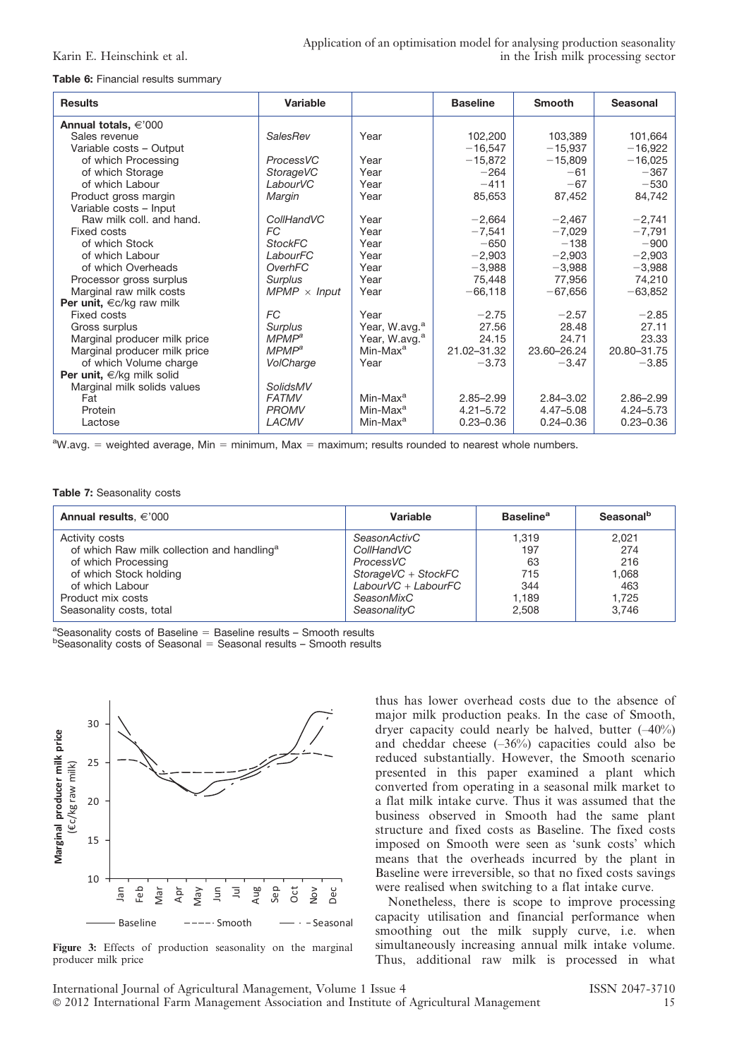**Table 6:** Financial results summary

| Results | Variable | | Baseline | Smooth | Seasonal |
|---|---|---|---|---|---|
| **Annual totals, €'000** | | | | | |
| Sales revenue | *SalesRev* | Year | 102,200 | 103,389 | 101,664 |
| Variable costs – Output | | | −16,547 | −15,937 | −16,922 |
| of which Processing | *ProcessVC* | Year | −15,872 | −15,809 | −16,025 |
| of which Storage | *StorageVC* | Year | −264 | −61 | −367 |
| of which Labour | *LabourVC* | Year | −411 | −67 | −530 |
| Product gross margin | *Margin* | Year | 85,653 | 87,452 | 84,742 |
| Variable costs – Input | | | | | |
| Raw milk coll. and hand. | *CollHandVC* | Year | −2,664 | −2,467 | −2,741 |
| Fixed costs | *FC* | Year | −7,541 | −7,029 | −7,791 |
| of which Stock | *StockFC* | Year | −650 | −138 | −900 |
| of which Labour | *LabourFC* | Year | −2,903 | −2,903 | −2,903 |
| of which Overheads | *OverhFC* | Year | −3,988 | −3,988 | −3,988 |
| Processor gross surplus | *Surplus* | Year | 75,448 | 77,956 | 74,210 |
| Marginal raw milk costs | *MPMP × Input* | Year | −66,118 | −67,656 | −63,852 |
| **Per unit, €c/kg raw milk** | | | | | |
| Fixed costs | *FC* | Year | −2.75 | −2.57 | −2.85 |
| Gross surplus | *Surplus* | Year, W.avg.[a] | 27.56 | 28.48 | 27.11 |
| Marginal producer milk price | *MPMP*[a] | Year, W.avg.[a] | 24.15 | 24.71 | 23.33 |
| Marginal producer milk price | *MPMP*[a] | Min-Max[a] | 21.02–31.32 | 23.60–26.24 | 20.80–31.75 |
| of which Volume charge | *VolCharge* | Year | −3.73 | −3.47 | −3.85 |
| **Per unit, €/kg milk solid** | | | | | |
| Marginal milk solids values | *SolidsMV* | | | | |
| Fat | *FATMV* | Min-Max[a] | 2.85–2.99 | 2.84–3.02 | 2.86–2.99 |
| Protein | *PROMV* | Min-Max[a] | 4.21–5.72 | 4.47–5.08 | 4.24–5.73 |
| Lactose | *LACMV* | Min-Max[a] | 0.23–0.36 | 0.24–0.36 | 0.23–0.36 |

[a]W.avg. = weighted average, Min = minimum, Max = maximum; results rounded to nearest whole numbers.

**Table 7:** Seasonality costs

| Annual results, €'000 | Variable | Baseline[a] | Seasonal[b] |
|---|---|---|---|
| Activity costs | *SeasonActivC* | 1,319 | 2,021 |
| of which Raw milk collection and handling[a] | *CollHandVC* | 197 | 274 |
| of which Processing | *ProcessVC* | 63 | 216 |
| of which Stock holding | *StorageVC + StockFC* | 715 | 1,068 |
| of which Labour | *LabourVC + LabourFC* | 344 | 463 |
| Product mix costs | *SeasonMixC* | 1,189 | 1,725 |
| Seasonality costs, total | *SeasonalityC* | 2,508 | 3,746 |

[a]Seasonality costs of Baseline = Baseline results – Smooth results
[b]Seasonality costs of Seasonal = Seasonal results – Smooth results

**Figure 3:** Effects of production seasonality on the marginal producer milk price

thus has lower overhead costs due to the absence of major milk production peaks. In the case of Smooth, dryer capacity could nearly be halved, butter (–40%) and cheddar cheese (–36%) capacities could also be reduced substantially. However, the Smooth scenario presented in this paper examined a plant which converted from operating in a seasonal milk market to a flat milk intake curve. Thus it was assumed that the business observed in Smooth had the same plant structure and fixed costs as Baseline. The fixed costs imposed on Smooth were seen as 'sunk costs' which means that the overheads incurred by the plant in Baseline were irreversible, so that no fixed costs savings were realised when switching to a flat intake curve.

Nonetheless, there is scope to improve processing capacity utilisation and financial performance when smoothing out the milk supply curve, i.e. when simultaneously increasing annual milk intake volume. Thus, additional raw milk is processed in what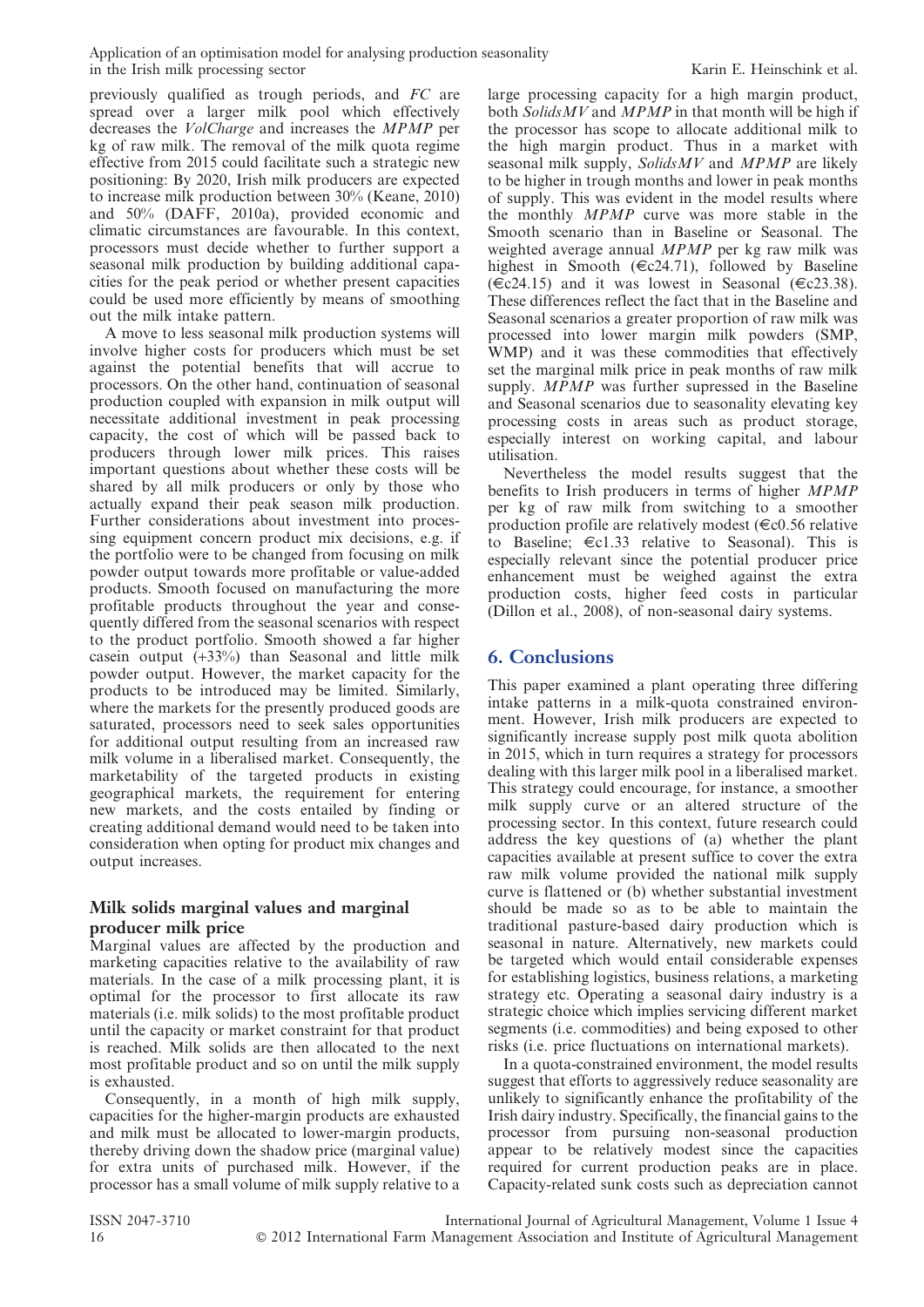previously qualified as trough periods, and *FC* are spread over a larger milk pool which effectively decreases the *VolCharge* and increases the *MPMP* per kg of raw milk. The removal of the milk quota regime effective from 2015 could facilitate such a strategic new positioning: By 2020, Irish milk producers are expected to increase milk production between 30% (Keane, 2010) and 50% (DAFF, 2010a), provided economic and climatic circumstances are favourable. In this context, processors must decide whether to further support a seasonal milk production by building additional capacities for the peak period or whether present capacities could be used more efficiently by means of smoothing out the milk intake pattern.

A move to less seasonal milk production systems will involve higher costs for producers which must be set against the potential benefits that will accrue to processors. On the other hand, continuation of seasonal production coupled with expansion in milk output will necessitate additional investment in peak processing capacity, the cost of which will be passed back to producers through lower milk prices. This raises important questions about whether these costs will be shared by all milk producers or only by those who actually expand their peak season milk production. Further considerations about investment into processing equipment concern product mix decisions, e.g. if the portfolio were to be changed from focusing on milk powder output towards more profitable or value-added products. Smooth focused on manufacturing the more profitable products throughout the year and consequently differed from the seasonal scenarios with respect to the product portfolio. Smooth showed a far higher casein output (+33%) than Seasonal and little milk powder output. However, the market capacity for the products to be introduced may be limited. Similarly, where the markets for the presently produced goods are saturated, processors need to seek sales opportunities for additional output resulting from an increased raw milk volume in a liberalised market. Consequently, the marketability of the targeted products in existing geographical markets, the requirement for entering new markets, and the costs entailed by finding or creating additional demand would need to be taken into consideration when opting for product mix changes and output increases.

### Milk solids marginal values and marginal producer milk price

Marginal values are affected by the production and marketing capacities relative to the availability of raw materials. In the case of a milk processing plant, it is optimal for the processor to first allocate its raw materials (i.e. milk solids) to the most profitable product until the capacity or market constraint for that product is reached. Milk solids are then allocated to the next most profitable product and so on until the milk supply is exhausted.

Consequently, in a month of high milk supply, capacities for the higher-margin products are exhausted and milk must be allocated to lower-margin products, thereby driving down the shadow price (marginal value) for extra units of purchased milk. However, if the processor has a small volume of milk supply relative to a large processing capacity for a high margin product, both *SolidsMV* and *MPMP* in that month will be high if the processor has scope to allocate additional milk to the high margin product. Thus in a market with seasonal milk supply, *SolidsMV* and *MPMP* are likely to be higher in trough months and lower in peak months of supply. This was evident in the model results where the monthly *MPMP* curve was more stable in the Smooth scenario than in Baseline or Seasonal. The weighted average annual *MPMP* per kg raw milk was highest in Smooth (€c24.71), followed by Baseline (€c24.15) and it was lowest in Seasonal (€c23.38). These differences reflect the fact that in the Baseline and Seasonal scenarios a greater proportion of raw milk was processed into lower margin milk powders (SMP, WMP) and it was these commodities that effectively set the marginal milk price in peak months of raw milk supply. *MPMP* was further supressed in the Baseline and Seasonal scenarios due to seasonality elevating key processing costs in areas such as product storage, especially interest on working capital, and labour utilisation.

Nevertheless the model results suggest that the benefits to Irish producers in terms of higher *MPMP* per kg of raw milk from switching to a smoother production profile are relatively modest (€c0.56 relative to Baseline; €c1.33 relative to Seasonal). This is especially relevant since the potential producer price enhancement must be weighed against the extra production costs, higher feed costs in particular (Dillon et al., 2008), of non-seasonal dairy systems.

## 6. Conclusions

This paper examined a plant operating three differing intake patterns in a milk-quota constrained environment. However, Irish milk producers are expected to significantly increase supply post milk quota abolition in 2015, which in turn requires a strategy for processors dealing with this larger milk pool in a liberalised market. This strategy could encourage, for instance, a smoother milk supply curve or an altered structure of the processing sector. In this context, future research could address the key questions of (a) whether the plant capacities available at present suffice to cover the extra raw milk volume provided the national milk supply curve is flattened or (b) whether substantial investment should be made so as to be able to maintain the traditional pasture-based dairy production which is seasonal in nature. Alternatively, new markets could be targeted which would entail considerable expenses for establishing logistics, business relations, a marketing strategy etc. Operating a seasonal dairy industry is a strategic choice which implies servicing different market segments (i.e. commodities) and being exposed to other risks (i.e. price fluctuations on international markets).

In a quota-constrained environment, the model results suggest that efforts to aggressively reduce seasonality are unlikely to significantly enhance the profitability of the Irish dairy industry. Specifically, the financial gains to the processor from pursuing non-seasonal production appear to be relatively modest since the capacities required for current production peaks are in place. Capacity-related sunk costs such as depreciation cannot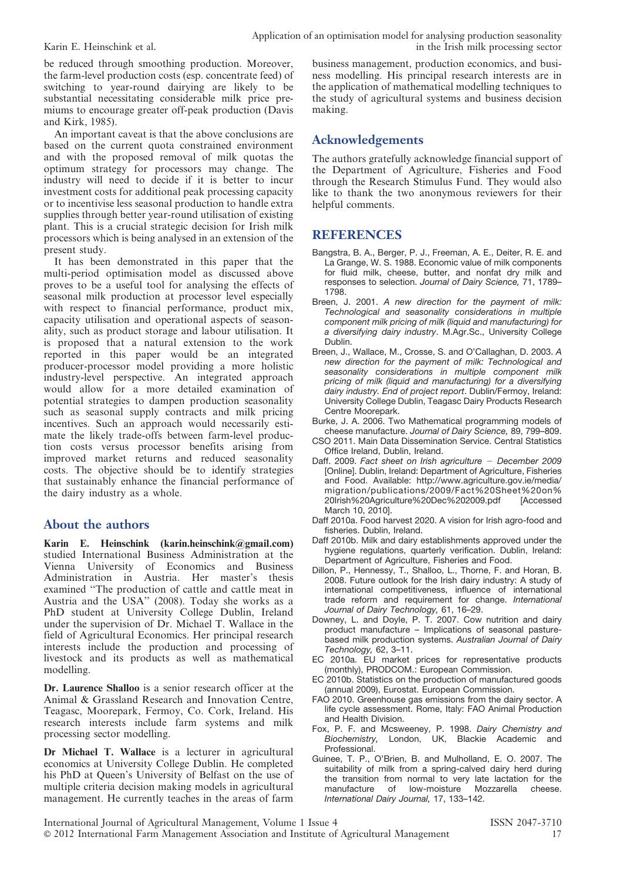be reduced through smoothing production. Moreover, the farm-level production costs (esp. concentrate feed) of switching to year-round dairying are likely to be substantial necessitating considerable milk price premiums to encourage greater off-peak production (Davis and Kirk, 1985).

An important caveat is that the above conclusions are based on the current quota constrained environment and with the proposed removal of milk quotas the optimum strategy for processors may change. The industry will need to decide if it is better to incur investment costs for additional peak processing capacity or to incentivise less seasonal production to handle extra supplies through better year-round utilisation of existing plant. This is a crucial strategic decision for Irish milk processors which is being analysed in an extension of the present study.

It has been demonstrated in this paper that the multi-period optimisation model as discussed above proves to be a useful tool for analysing the effects of seasonal milk production at processor level especially with respect to financial performance, product mix, capacity utilisation and operational aspects of seasonality, such as product storage and labour utilisation. It is proposed that a natural extension to the work reported in this paper would be an integrated producer-processor model providing a more holistic industry-level perspective. An integrated approach would allow for a more detailed examination of potential strategies to dampen production seasonality such as seasonal supply contracts and milk pricing incentives. Such an approach would necessarily estimate the likely trade-offs between farm-level production costs versus processor benefits arising from improved market returns and reduced seasonality costs. The objective should be to identify strategies that sustainably enhance the financial performance of the dairy industry as a whole.

## About the authors

**Karin E. Heinschink (karin.heinschink@gmail.com)** studied International Business Administration at the Vienna University of Economics and Business Administration in Austria. Her master's thesis examined "The production of cattle and cattle meat in Austria and the USA" (2008). Today she works as a PhD student at University College Dublin, Ireland under the supervision of Dr. Michael T. Wallace in the field of Agricultural Economics. Her principal research interests include the production and processing of livestock and its products as well as mathematical modelling.

**Dr. Laurence Shalloo** is a senior research officer at the Animal & Grassland Research and Innovation Centre, Teagasc, Moorepark, Fermoy, Co. Cork, Ireland. His research interests include farm systems and milk processing sector modelling.

**Dr Michael T. Wallace** is a lecturer in agricultural economics at University College Dublin. He completed his PhD at Queen's University of Belfast on the use of multiple criteria decision making models in agricultural management. He currently teaches in the areas of farm business management, production economics, and business modelling. His principal research interests are in the application of mathematical modelling techniques to the study of agricultural systems and business decision making.

## Acknowledgements

The authors gratefully acknowledge financial support of the Department of Agriculture, Fisheries and Food through the Research Stimulus Fund. They would also like to thank the two anonymous reviewers for their helpful comments.

## REFERENCES

Bangstra, B. A., Berger, P. J., Freeman, A. E., Deiter, R. E. and La Grange, W. S. 1988. Economic value of milk components for fluid milk, cheese, butter, and nonfat dry milk and responses to selection. *Journal of Dairy Science,* 71, 1789–1798.

Breen, J. 2001. *A new direction for the payment of milk: Technological and seasonality considerations in multiple component milk pricing of milk (liquid and manufacturing) for a diversifying dairy industry*. M.Agr.Sc., University College Dublin.

Breen, J., Wallace, M., Crosse, S. and O'Callaghan, D. 2003. *A new direction for the payment of milk: Technological and seasonality considerations in multiple component milk pricing of milk (liquid and manufacturing) for a diversifying dairy industry. End of project report*. Dublin/Fermoy, Ireland: University College Dublin, Teagasc Dairy Products Research Centre Moorepark.

Burke, J. A. 2006. Two Mathematical programming models of cheese manufacture. *Journal of Dairy Science,* 89, 799–809.

CSO 2011. Main Data Dissemination Service. Central Statistics Office Ireland, Dublin, Ireland.

Daff. 2009. *Fact sheet on Irish agriculture – December 2009* [Online]. Dublin, Ireland: Department of Agriculture, Fisheries and Food. Available: http://www.agriculture.gov.ie/media/migration/publications/2009/Fact%20Sheet%20on%20Irish%20Agriculture%20Dec%202009.pdf [Accessed March 10, 2010].

Daff 2010a. Food harvest 2020. A vision for Irish agro-food and fisheries. Dublin, Ireland.

Daff 2010b. Milk and dairy establishments approved under the hygiene regulations, quarterly verification. Dublin, Ireland: Department of Agriculture, Fisheries and Food.

Dillon, P., Hennessy, T., Shalloo, L., Thorne, F. and Horan, B. 2008. Future outlook for the Irish dairy industry: A study of international competitiveness, influence of international trade reform and requirement for change. *International Journal of Dairy Technology,* 61, 16–29.

Downey, L. and Doyle, P. T. 2007. Cow nutrition and dairy product manufacture – Implications of seasonal pasture-based milk production systems. *Australian Journal of Dairy Technology,* 62, 3–11.

EC 2010a. EU market prices for representative products (monthly), PRODCOM.: European Commission.

EC 2010b. Statistics on the production of manufactured goods (annual 2009), Eurostat. European Commission.

FAO 2010. Greenhouse gas emissions from the dairy sector. A life cycle assessment. Rome, Italy: FAO Animal Production and Health Division.

Fox, P. F. and Mcsweeney, P. 1998. *Dairy Chemistry and Biochemistry,* London, UK, Blackie Academic and Professional.

Guinee, T. P., O'Brien, B. and Mulholland, E. O. 2007. The suitability of milk from a spring-calved dairy herd during the transition from normal to very late lactation for the manufacture of low-moisture Mozzarella cheese. *International Dairy Journal,* 17, 133–142.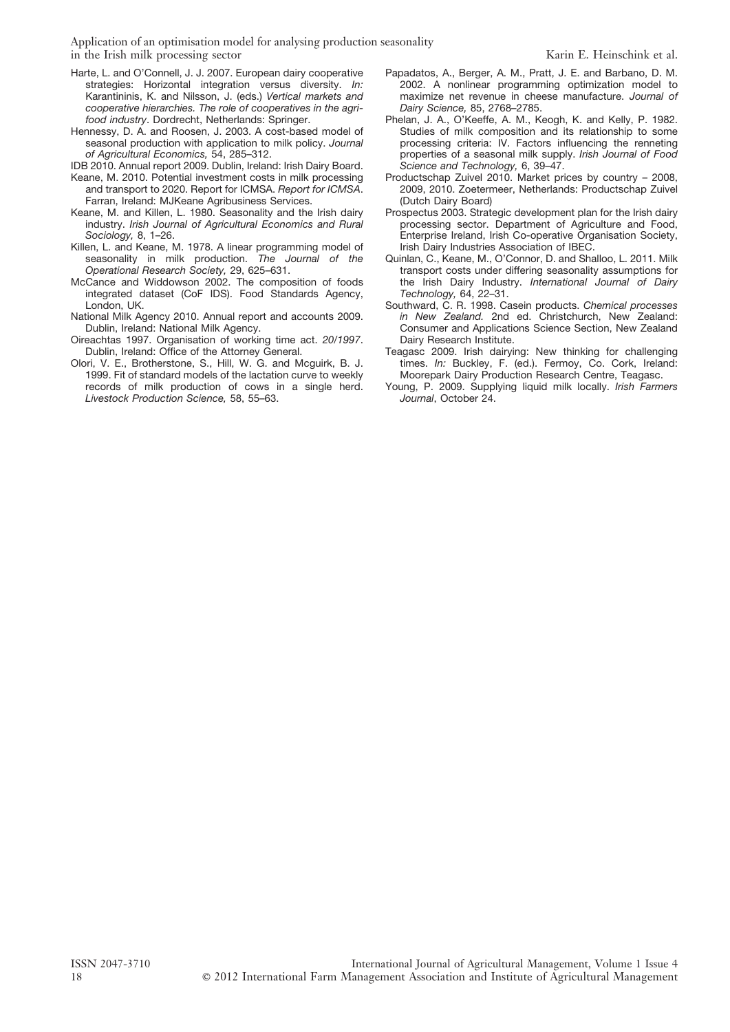Harte, L. and O'Connell, J. J. 2007. European dairy cooperative strategies: Horizontal integration versus diversity. *In:* Karantininis, K. and Nilsson, J. (eds.) *Vertical markets and cooperative hierarchies. The role of cooperatives in the agri-food industry*. Dordrecht, Netherlands: Springer.

Hennessy, D. A. and Roosen, J. 2003. A cost-based model of seasonal production with application to milk policy. *Journal of Agricultural Economics,* 54, 285–312.

IDB 2010. Annual report 2009. Dublin, Ireland: Irish Dairy Board.

Keane, M. 2010. Potential investment costs in milk processing and transport to 2020. Report for ICMSA. *Report for ICMSA*. Farran, Ireland: MJKeane Agribusiness Services.

Keane, M. and Killen, L. 1980. Seasonality and the Irish dairy industry. *Irish Journal of Agricultural Economics and Rural Sociology,* 8, 1–26.

Killen, L. and Keane, M. 1978. A linear programming model of seasonality in milk production. *The Journal of the Operational Research Society,* 29, 625–631.

McCance and Widdowson 2002. The composition of foods integrated dataset (CoF IDS). Food Standards Agency, London, UK.

National Milk Agency 2010. Annual report and accounts 2009. Dublin, Ireland: National Milk Agency.

Oireachtas 1997. Organisation of working time act. *20/1997*. Dublin, Ireland: Office of the Attorney General.

Olori, V. E., Brotherstone, S., Hill, W. G. and Mcguirk, B. J. 1999. Fit of standard models of the lactation curve to weekly records of milk production of cows in a single herd. *Livestock Production Science,* 58, 55–63.

Papadatos, A., Berger, A. M., Pratt, J. E. and Barbano, D. M. 2002. A nonlinear programming optimization model to maximize net revenue in cheese manufacture. *Journal of Dairy Science,* 85, 2768–2785.

Phelan, J. A., O'Keeffe, A. M., Keogh, K. and Kelly, P. 1982. Studies of milk composition and its relationship to some processing criteria: IV. Factors influencing the renneting properties of a seasonal milk supply. *Irish Journal of Food Science and Technology,* 6, 39–47.

Productschap Zuivel 2010. Market prices by country – 2008, 2009, 2010. Zoetermeer, Netherlands: Productschap Zuivel (Dutch Dairy Board)

Prospectus 2003. Strategic development plan for the Irish dairy processing sector. Department of Agriculture and Food, Enterprise Ireland, Irish Co-operative Organisation Society, Irish Dairy Industries Association of IBEC.

Quinlan, C., Keane, M., O'Connor, D. and Shalloo, L. 2011. Milk transport costs under differing seasonality assumptions for the Irish Dairy Industry. *International Journal of Dairy Technology,* 64, 22–31.

Southward, C. R. 1998. Casein products. *Chemical processes in New Zealand.* 2nd ed. Christchurch, New Zealand: Consumer and Applications Science Section, New Zealand Dairy Research Institute.

Teagasc 2009. Irish dairying: New thinking for challenging times. *In:* Buckley, F. (ed.). Fermoy, Co. Cork, Ireland: Moorepark Dairy Production Research Centre, Teagasc.

Young, P. 2009. Supplying liquid milk locally. *Irish Farmers Journal*, October 24.